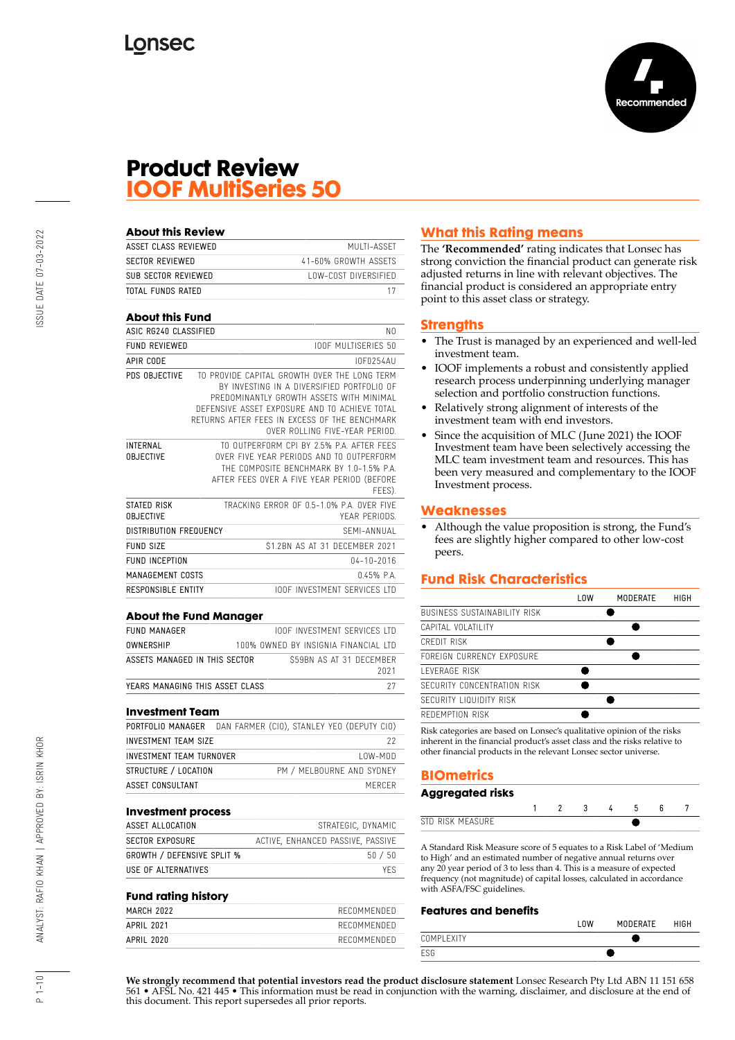# Product Review
## IOOF MultiSeries 50

### About this Review

| | |
|---|---|
| ASSET CLASS REVIEWED | MULTI-ASSET |
| SECTOR REVIEWED | 41-60% GROWTH ASSETS |
| SUB SECTOR REVIEWED | LOW-COST DIVERSIFIED |
| TOTAL FUNDS RATED | 17 |

### About this Fund

| | |
|---|---|
| ASIC RG240 CLASSIFIED | NO |
| FUND REVIEWED | IOOF MULTISERIES 50 |
| APIR CODE | IOF0254AU |
| PDS OBJECTIVE | TO PROVIDE CAPITAL GROWTH OVER THE LONG TERM BY INVESTING IN A DIVERSIFIED PORTFOLIO OF PREDOMINANTLY GROWTH ASSETS WITH MINIMAL DEFENSIVE ASSET EXPOSURE AND TO ACHIEVE TOTAL RETURNS AFTER FEES IN EXCESS OF THE BENCHMARK OVER ROLLING FIVE-YEAR PERIOD. |
| INTERNAL OBJECTIVE | TO OUTPERFORM CPI BY 2.5% P.A. AFTER FEES OVER FIVE YEAR PERIODS AND TO OUTPERFORM THE COMPOSITE BENCHMARK BY 1.0-1.5% P.A. AFTER FEES OVER A FIVE YEAR PERIOD (BEFORE FEES). |
| STATED RISK OBJECTIVE | TRACKING ERROR OF 0.5-1.0% P.A. OVER FIVE YEAR PERIODS. |
| DISTRIBUTION FREQUENCY | SEMI-ANNUAL |
| FUND SIZE | $1.2BN AS AT 31 DECEMBER 2021 |
| FUND INCEPTION | 04-10-2016 |
| MANAGEMENT COSTS | 0.45% P.A. |
| RESPONSIBLE ENTITY | IOOF INVESTMENT SERVICES LTD |

### About the Fund Manager

| | |
|---|---|
| FUND MANAGER | IOOF INVESTMENT SERVICES LTD |
| OWNERSHIP | 100% OWNED BY INSIGNIA FINANCIAL LTD |
| ASSETS MANAGED IN THIS SECTOR | $59BN AS AT 31 DECEMBER 2021 |
| YEARS MANAGING THIS ASSET CLASS | 27 |

### Investment Team

| | |
|---|---|
| PORTFOLIO MANAGER | DAN FARMER (CIO), STANLEY YEO (DEPUTY CIO) |
| INVESTMENT TEAM SIZE | 22 |
| INVESTMENT TEAM TURNOVER | LOW-MOD |
| STRUCTURE / LOCATION | PM / MELBOURNE AND SYDNEY |
| ASSET CONSULTANT | MERCER |

### Investment process

| | |
|---|---|
| ASSET ALLOCATION | STRATEGIC, DYNAMIC |
| SECTOR EXPOSURE | ACTIVE, ENHANCED PASSIVE, PASSIVE |
| GROWTH / DEFENSIVE SPLIT % | 50 / 50 |
| USE OF ALTERNATIVES | YES |

### Fund rating history

| | |
|---|---|
| MARCH 2022 | RECOMMENDED |
| APRIL 2021 | RECOMMENDED |
| APRIL 2020 | RECOMMENDED |

## What this Rating means

The **'Recommended'** rating indicates that Lonsec has strong conviction the financial product can generate risk adjusted returns in line with relevant objectives. The financial product is considered an appropriate entry point to this asset class or strategy.

## Strengths

- The Trust is managed by an experienced and well-led investment team.
- IOOF implements a robust and consistently applied research process underpinning underlying manager selection and portfolio construction functions.
- Relatively strong alignment of interests of the investment team with end investors.
- Since the acquisition of MLC (June 2021) the IOOF Investment team have been selectively accessing the MLC team investment team and resources. This has been very measured and complementary to the IOOF Investment process.

## Weaknesses

- Although the value proposition is strong, the Fund's fees are slightly higher compared to other low-cost peers.

## Fund Risk Characteristics

| | LOW | | MODERATE | | HIGH |
|---|---|---|---|---|---|
| BUSINESS SUSTAINABILITY RISK | | ● | | | |
| CAPITAL VOLATILITY | | | ● | | |
| CREDIT RISK | | ● | | | |
| FOREIGN CURRENCY EXPOSURE | | | ● | | |
| LEVERAGE RISK | ● | | | | |
| SECURITY CONCENTRATION RISK | ● | | | | |
| SECURITY LIQUIDITY RISK | | ● | | | |
| REDEMPTION RISK | ● | | | | |

Risk categories are based on Lonsec's qualitative opinion of the risks inherent in the financial product's asset class and the risks relative to other financial products in the relevant Lonsec sector universe.

## BIOmetrics

### Aggregated risks

| | 1 | 2 | 3 | 4 | 5 | 6 | 7 |
|---|---|---|---|---|---|---|---|
| STD RISK MEASURE | | | | | ● | | |

A Standard Risk Measure score of 5 equates to a Risk Label of 'Medium to High' and an estimated number of negative annual returns over any 20 year period of 3 to less than 4. This is a measure of expected frequency (not magnitude) of capital losses, calculated in accordance with ASFA/FSC guidelines.

### Features and benefits

| | LOW | | MODERATE | | HIGH |
|---|---|---|---|---|---|
| COMPLEXITY | | | ● | | |
| ESG | | ● | | | |

**We strongly recommend that potential investors read the product disclosure statement** Lonsec Research Pty Ltd ABN 11 151 658 561 • AFSL No. 421 445 • This information must be read in conjunction with the warning, disclaimer, and disclosure at the end of this document. This report supersedes all prior reports.

ISSUE DATE 07-03-2022

ANALYST: RAFIO KHAN | APPROVED BY: ISRIN KHOR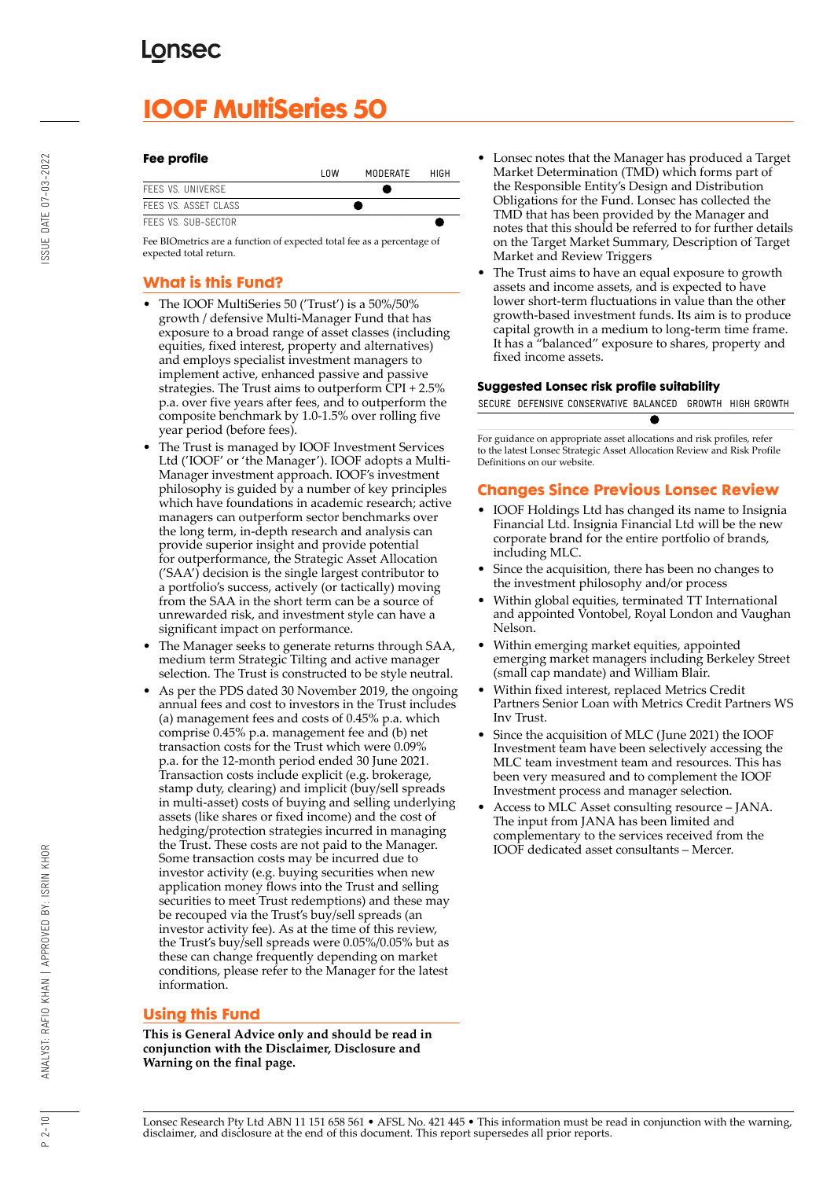# IOOF MultiSeries 50

### Fee profile

| | LOW | MODERATE | HIGH |
|---|---|---|---|
| FEES VS. UNIVERSE | | ● | |
| FEES VS. ASSET CLASS | ● | | |
| FEES VS. SUB-SECTOR | | | ● |

Fee BIOmetrics are a function of expected total fee as a percentage of expected total return.

## What is this Fund?

- The IOOF MultiSeries 50 ('Trust') is a 50%/50% growth / defensive Multi-Manager Fund that has exposure to a broad range of asset classes (including equities, fixed interest, property and alternatives) and employs specialist investment managers to implement active, enhanced passive and passive strategies. The Trust aims to outperform CPI + 2.5% p.a. over five years after fees, and to outperform the composite benchmark by 1.0-1.5% over rolling five year period (before fees).
- The Trust is managed by IOOF Investment Services Ltd ('IOOF' or 'the Manager'). IOOF adopts a Multi-Manager investment approach. IOOF's investment philosophy is guided by a number of key principles which have foundations in academic research; active managers can outperform sector benchmarks over the long term, in-depth research and analysis can provide superior insight and provide potential for outperformance, the Strategic Asset Allocation ('SAA') decision is the single largest contributor to a portfolio's success, actively (or tactically) moving from the SAA in the short term can be a source of unrewarded risk, and investment style can have a significant impact on performance.
- The Manager seeks to generate returns through SAA, medium term Strategic Tilting and active manager selection. The Trust is constructed to be style neutral.
- As per the PDS dated 30 November 2019, the ongoing annual fees and cost to investors in the Trust includes (a) management fees and costs of 0.45% p.a. which comprise 0.45% p.a. management fee and (b) net transaction costs for the Trust which were 0.09% p.a. for the 12-month period ended 30 June 2021. Transaction costs include explicit (e.g. brokerage, stamp duty, clearing) and implicit (buy/sell spreads in multi-asset) costs of buying and selling underlying assets (like shares or fixed income) and the cost of hedging/protection strategies incurred in managing the Trust. These costs are not paid to the Manager. Some transaction costs may be incurred due to investor activity (e.g. buying securities when new application money flows into the Trust and selling securities to meet Trust redemptions) and these may be recouped via the Trust's buy/sell spreads (an investor activity fee). As at the time of this review, the Trust's buy/sell spreads were 0.05%/0.05% but as these can change frequently depending on market conditions, please refer to the Manager for the latest information.

## Using this Fund

**This is General Advice only and should be read in conjunction with the Disclaimer, Disclosure and Warning on the final page.**

- Lonsec notes that the Manager has produced a Target Market Determination (TMD) which forms part of the Responsible Entity's Design and Distribution Obligations for the Fund. Lonsec has collected the TMD that has been provided by the Manager and notes that this should be referred to for further details on the Target Market Summary, Description of Target Market and Review Triggers
- The Trust aims to have an equal exposure to growth assets and income assets, and is expected to have lower short-term fluctuations in value than the other growth-based investment funds. Its aim is to produce capital growth in a medium to long-term time frame. It has a "balanced" exposure to shares, property and fixed income assets.

### Suggested Lonsec risk profile suitability

| SECURE | DEFENSIVE | CONSERVATIVE | BALANCED | GROWTH | HIGH GROWTH |
|---|---|---|---|---|---|
| | | | | ● | |

For guidance on appropriate asset allocations and risk profiles, refer to the latest Lonsec Strategic Asset Allocation Review and Risk Profile Definitions on our website.

## Changes Since Previous Lonsec Review

- IOOF Holdings Ltd has changed its name to Insignia Financial Ltd. Insignia Financial Ltd will be the new corporate brand for the entire portfolio of brands, including MLC.
- Since the acquisition, there has been no changes to the investment philosophy and/or process
- Within global equities, terminated TT International and appointed Vontobel, Royal London and Vaughan Nelson.
- Within emerging market equities, appointed emerging market managers including Berkeley Street (small cap mandate) and William Blair.
- Within fixed interest, replaced Metrics Credit Partners Senior Loan with Metrics Credit Partners WS Inv Trust.
- Since the acquisition of MLC (June 2021) the IOOF Investment team have been selectively accessing the MLC team investment team and resources. This has been very measured and to complement the IOOF Investment process and manager selection.
- Access to MLC Asset consulting resource – JANA. The input from JANA has been limited and complementary to the services received from the IOOF dedicated asset consultants – Mercer.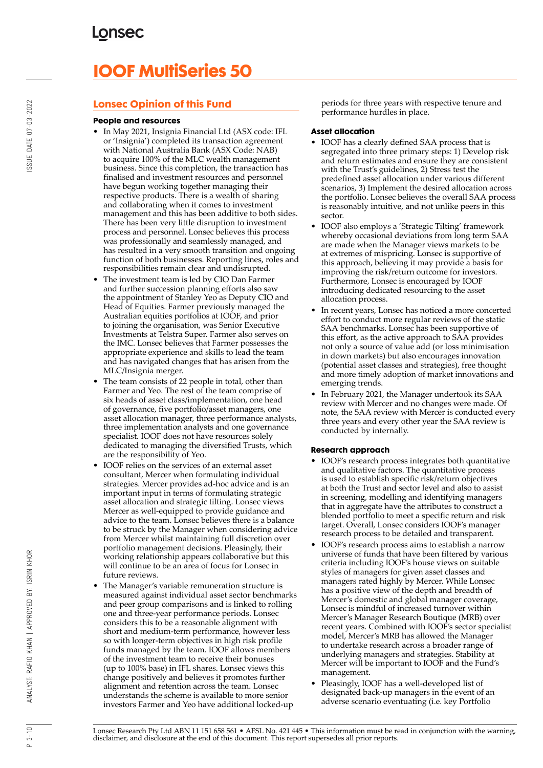# IOOF MultiSeries 50

## Lonsec Opinion of this Fund

### People and resources

- In May 2021, Insignia Financial Ltd (ASX code: IFL or 'Insignia') completed its transaction agreement with National Australia Bank (ASX Code: NAB) to acquire 100% of the MLC wealth management business. Since this completion, the transaction has finalised and investment resources and personnel have begun working together managing their respective products. There is a wealth of sharing and collaborating when it comes to investment management and this has been additive to both sides. There has been very little disruption to investment process and personnel. Lonsec believes this process was professionally and seamlessly managed, and has resulted in a very smooth transition and ongoing function of both businesses. Reporting lines, roles and responsibilities remain clear and undisrupted.
- The investment team is led by CIO Dan Farmer and further succession planning efforts also saw the appointment of Stanley Yeo as Deputy CIO and Head of Equities. Farmer previously managed the Australian equities portfolios at IOOF, and prior to joining the organisation, was Senior Executive Investments at Telstra Super. Farmer also serves on the IMC. Lonsec believes that Farmer possesses the appropriate experience and skills to lead the team and has navigated changes that has arisen from the MLC/Insignia merger.
- The team consists of 22 people in total, other than Farmer and Yeo. The rest of the team comprise of six heads of asset class/implementation, one head of governance, five portfolio/asset managers, one asset allocation manager, three performance analysts, three implementation analysts and one governance specialist. IOOF does not have resources solely dedicated to managing the diversified Trusts, which are the responsibility of Yeo.
- IOOF relies on the services of an external asset consultant, Mercer when formulating individual strategies. Mercer provides ad-hoc advice and is an important input in terms of formulating strategic asset allocation and strategic tilting. Lonsec views Mercer as well-equipped to provide guidance and advice to the team. Lonsec believes there is a balance to be struck by the Manager when considering advice from Mercer whilst maintaining full discretion over portfolio management decisions. Pleasingly, their working relationship appears collaborative but this will continue to be an area of focus for Lonsec in future reviews.
- The Manager's variable remuneration structure is measured against individual asset sector benchmarks and peer group comparisons and is linked to rolling one and three-year performance periods. Lonsec considers this to be a reasonable alignment with short and medium-term performance, however less so with longer-term objectives in high risk profile funds managed by the team. IOOF allows members of the investment team to receive their bonuses (up to 100% base) in IFL shares. Lonsec views this change positively and believes it promotes further alignment and retention across the team. Lonsec understands the scheme is available to more senior investors Farmer and Yeo have additional locked-up periods for three years with respective tenure and performance hurdles in place.

### Asset allocation

- IOOF has a clearly defined SAA process that is segregated into three primary steps: 1) Develop risk and return estimates and ensure they are consistent with the Trust's guidelines, 2) Stress test the predefined asset allocation under various different scenarios, 3) Implement the desired allocation across the portfolio. Lonsec believes the overall SAA process is reasonably intuitive, and not unlike peers in this sector.
- IOOF also employs a 'Strategic Tilting' framework whereby occasional deviations from long term SAA are made when the Manager views markets to be at extremes of mispricing. Lonsec is supportive of this approach, believing it may provide a basis for improving the risk/return outcome for investors. Furthermore, Lonsec is encouraged by IOOF introducing dedicated resourcing to the asset allocation process.
- In recent years, Lonsec has noticed a more concerted effort to conduct more regular reviews of the static SAA benchmarks. Lonsec has been supportive of this effort, as the active approach to SAA provides not only a source of value add (or loss minimisation in down markets) but also encourages innovation (potential asset classes and strategies), free thought and more timely adoption of market innovations and emerging trends.
- In February 2021, the Manager undertook its SAA review with Mercer and no changes were made. Of note, the SAA review with Mercer is conducted every three years and every other year the SAA review is conducted by internally.

### Research approach

- IOOF's research process integrates both quantitative and qualitative factors. The quantitative process is used to establish specific risk/return objectives at both the Trust and sector level and also to assist in screening, modelling and identifying managers that in aggregate have the attributes to construct a blended portfolio to meet a specific return and risk target. Overall, Lonsec considers IOOF's manager research process to be detailed and transparent.
- IOOF's research process aims to establish a narrow universe of funds that have been filtered by various criteria including IOOF's house views on suitable styles of managers for given asset classes and managers rated highly by Mercer. While Lonsec has a positive view of the depth and breadth of Mercer's domestic and global manager coverage, Lonsec is mindful of increased turnover within Mercer's Manager Research Boutique (MRB) over recent years. Combined with IOOF's sector specialist model, Mercer's MRB has allowed the Manager to undertake research across a broader range of underlying managers and strategies. Stability at Mercer will be important to IOOF and the Fund's management.
- Pleasingly, IOOF has a well-developed list of designated back-up managers in the event of an adverse scenario eventuating (i.e. key Portfolio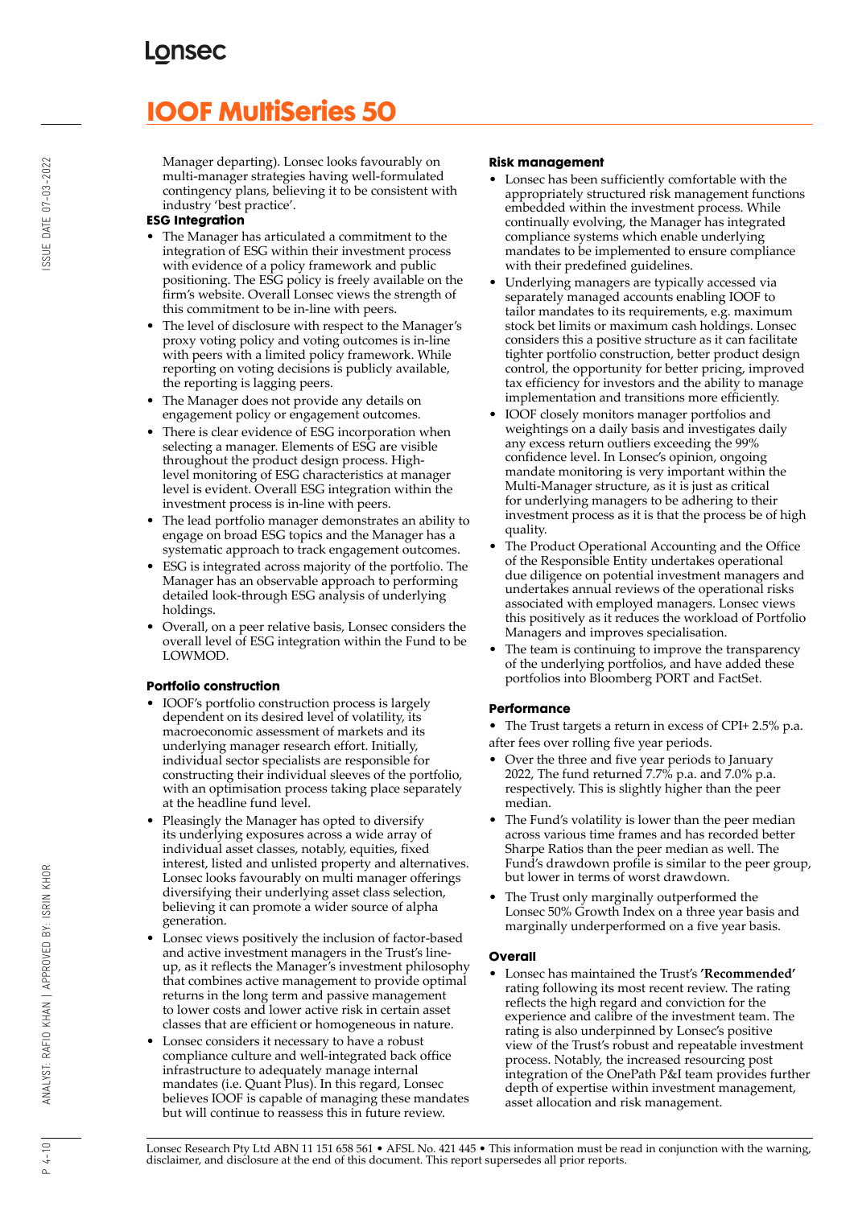# IOOF MultiSeries 50

Manager departing). Lonsec looks favourably on multi-manager strategies having well-formulated contingency plans, believing it to be consistent with industry 'best practice'.

### ESG Integration

- The Manager has articulated a commitment to the integration of ESG within their investment process with evidence of a policy framework and public positioning. The ESG policy is freely available on the firm's website. Overall Lonsec views the strength of this commitment to be in-line with peers.
- The level of disclosure with respect to the Manager's proxy voting policy and voting outcomes is in-line with peers with a limited policy framework. While reporting on voting decisions is publicly available, the reporting is lagging peers.
- The Manager does not provide any details on engagement policy or engagement outcomes.
- There is clear evidence of ESG incorporation when selecting a manager. Elements of ESG are visible throughout the product design process. High-level monitoring of ESG characteristics at manager level is evident. Overall ESG integration within the investment process is in-line with peers.
- The lead portfolio manager demonstrates an ability to engage on broad ESG topics and the Manager has a systematic approach to track engagement outcomes.
- ESG is integrated across majority of the portfolio. The Manager has an observable approach to performing detailed look-through ESG analysis of underlying holdings.
- Overall, on a peer relative basis, Lonsec considers the overall level of ESG integration within the Fund to be LOWMOD.

### Portfolio construction

- IOOF's portfolio construction process is largely dependent on its desired level of volatility, its macroeconomic assessment of markets and its underlying manager research effort. Initially, individual sector specialists are responsible for constructing their individual sleeves of the portfolio, with an optimisation process taking place separately at the headline fund level.
- Pleasingly the Manager has opted to diversify its underlying exposures across a wide array of individual asset classes, notably, equities, fixed interest, listed and unlisted property and alternatives. Lonsec looks favourably on multi manager offerings diversifying their underlying asset class selection, believing it can promote a wider source of alpha generation.
- Lonsec views positively the inclusion of factor-based and active investment managers in the Trust's line-up, as it reflects the Manager's investment philosophy that combines active management to provide optimal returns in the long term and passive management to lower costs and lower active risk in certain asset classes that are efficient or homogeneous in nature.
- Lonsec considers it necessary to have a robust compliance culture and well-integrated back office infrastructure to adequately manage internal mandates (i.e. Quant Plus). In this regard, Lonsec believes IOOF is capable of managing these mandates but will continue to reassess this in future review.

### Risk management

- Lonsec has been sufficiently comfortable with the appropriately structured risk management functions embedded within the investment process. While continually evolving, the Manager has integrated compliance systems which enable underlying mandates to be implemented to ensure compliance with their predefined guidelines.
- Underlying managers are typically accessed via separately managed accounts enabling IOOF to tailor mandates to its requirements, e.g. maximum stock bet limits or maximum cash holdings. Lonsec considers this a positive structure as it can facilitate tighter portfolio construction, better product design control, the opportunity for better pricing, improved tax efficiency for investors and the ability to manage implementation and transitions more efficiently.
- IOOF closely monitors manager portfolios and weightings on a daily basis and investigates daily any excess return outliers exceeding the 99% confidence level. In Lonsec's opinion, ongoing mandate monitoring is very important within the Multi-Manager structure, as it is just as critical for underlying managers to be adhering to their investment process as it is that the process be of high quality.
- The Product Operational Accounting and the Office of the Responsible Entity undertakes operational due diligence on potential investment managers and undertakes annual reviews of the operational risks associated with employed managers. Lonsec views this positively as it reduces the workload of Portfolio Managers and improves specialisation.
- The team is continuing to improve the transparency of the underlying portfolios, and have added these portfolios into Bloomberg PORT and FactSet.

### Performance

- The Trust targets a return in excess of CPI+ 2.5% p.a. after fees over rolling five year periods.
- Over the three and five year periods to January 2022, The fund returned 7.7% p.a. and 7.0% p.a. respectively. This is slightly higher than the peer median.
- The Fund's volatility is lower than the peer median across various time frames and has recorded better Sharpe Ratios than the peer median as well. The Fund's drawdown profile is similar to the peer group, but lower in terms of worst drawdown.
- The Trust only marginally outperformed the Lonsec 50% Growth Index on a three year basis and marginally underperformed on a five year basis.

### Overall

- Lonsec has maintained the Trust's **'Recommended'** rating following its most recent review. The rating reflects the high regard and conviction for the experience and calibre of the investment team. The rating is also underpinned by Lonsec's positive view of the Trust's robust and repeatable investment process. Notably, the increased resourcing post integration of the OnePath P&I team provides further depth of expertise within investment management, asset allocation and risk management.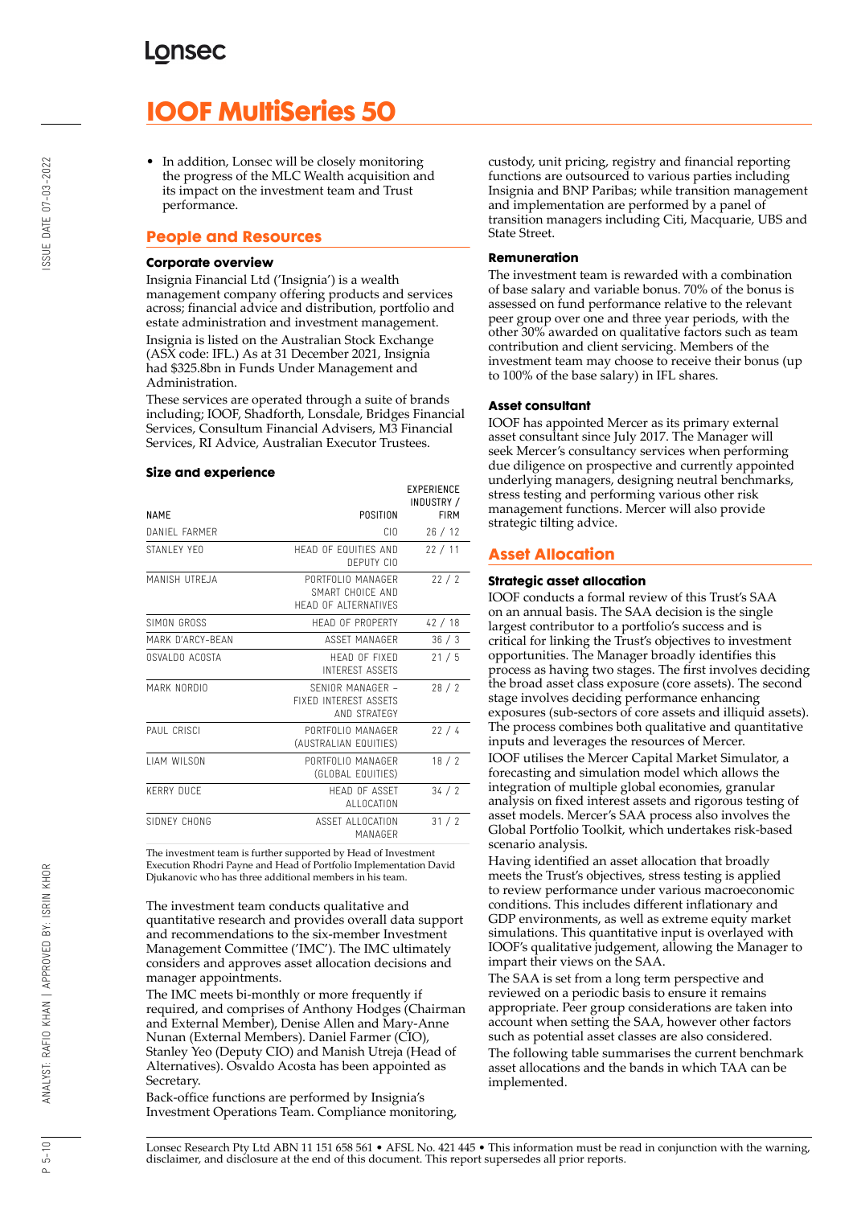# IOOF MultiSeries 50

- In addition, Lonsec will be closely monitoring the progress of the MLC Wealth acquisition and its impact on the investment team and Trust performance.

## People and Resources

### Corporate overview

Insignia Financial Ltd ('Insignia') is a wealth management company offering products and services across; financial advice and distribution, portfolio and estate administration and investment management.

Insignia is listed on the Australian Stock Exchange (ASX code: IFL.) As at 31 December 2021, Insignia had $325.8bn in Funds Under Management and Administration.

These services are operated through a suite of brands including; IOOF, Shadforth, Lonsdale, Bridges Financial Services, Consultum Financial Advisers, M3 Financial Services, RI Advice, Australian Executor Trustees.

### Size and experience

| NAME | POSITION | EXPERIENCE INDUSTRY / FIRM |
|---|---|---|
| DANIEL FARMER | CIO | 26 / 12 |
| STANLEY YEO | HEAD OF EQUITIES AND DEPUTY CIO | 22 / 11 |
| MANISH UTREJA | PORTFOLIO MANAGER SMART CHOICE AND HEAD OF ALTERNATIVES | 22 / 2 |
| SIMON GROSS | HEAD OF PROPERTY | 42 / 18 |
| MARK D'ARCY-BEAN | ASSET MANAGER | 36 / 3 |
| OSVALDO ACOSTA | HEAD OF FIXED INTEREST ASSETS | 21 / 5 |
| MARK NORDIO | SENIOR MANAGER – FIXED INTEREST ASSETS AND STRATEGY | 28 / 2 |
| PAUL CRISCI | PORTFOLIO MANAGER (AUSTRALIAN EQUITIES) | 22 / 4 |
| LIAM WILSON | PORTFOLIO MANAGER (GLOBAL EQUITIES) | 18 / 2 |
| KERRY DUCE | HEAD OF ASSET ALLOCATION | 34 / 2 |
| SIDNEY CHONG | ASSET ALLOCATION MANAGER | 31 / 2 |

The investment team is further supported by Head of Investment Execution Rhodri Payne and Head of Portfolio Implementation David Djukanovic who has three additional members in his team.

The investment team conducts qualitative and quantitative research and provides overall data support and recommendations to the six-member Investment Management Committee ('IMC'). The IMC ultimately considers and approves asset allocation decisions and manager appointments.

The IMC meets bi-monthly or more frequently if required, and comprises of Anthony Hodges (Chairman and External Member), Denise Allen and Mary-Anne Nunan (External Members). Daniel Farmer (CIO), Stanley Yeo (Deputy CIO) and Manish Utreja (Head of Alternatives). Osvaldo Acosta has been appointed as Secretary.

Back-office functions are performed by Insignia's Investment Operations Team. Compliance monitoring, custody, unit pricing, registry and financial reporting functions are outsourced to various parties including Insignia and BNP Paribas; while transition management and implementation are performed by a panel of transition managers including Citi, Macquarie, UBS and State Street.

### Remuneration

The investment team is rewarded with a combination of base salary and variable bonus. 70% of the bonus is assessed on fund performance relative to the relevant peer group over one and three year periods, with the other 30% awarded on qualitative factors such as team contribution and client servicing. Members of the investment team may choose to receive their bonus (up to 100% of the base salary) in IFL shares.

### Asset consultant

IOOF has appointed Mercer as its primary external asset consultant since July 2017. The Manager will seek Mercer's consultancy services when performing due diligence on prospective and currently appointed underlying managers, designing neutral benchmarks, stress testing and performing various other risk management functions. Mercer will also provide strategic tilting advice.

## Asset Allocation

### Strategic asset allocation

IOOF conducts a formal review of this Trust's SAA on an annual basis. The SAA decision is the single largest contributor to a portfolio's success and is critical for linking the Trust's objectives to investment opportunities. The Manager broadly identifies this process as having two stages. The first involves deciding the broad asset class exposure (core assets). The second stage involves deciding performance enhancing exposures (sub-sectors of core assets and illiquid assets). The process combines both qualitative and quantitative inputs and leverages the resources of Mercer.

IOOF utilises the Mercer Capital Market Simulator, a forecasting and simulation model which allows the integration of multiple global economies, granular analysis on fixed interest assets and rigorous testing of asset models. Mercer's SAA process also involves the Global Portfolio Toolkit, which undertakes risk-based scenario analysis.

Having identified an asset allocation that broadly meets the Trust's objectives, stress testing is applied to review performance under various macroeconomic conditions. This includes different inflationary and GDP environments, as well as extreme equity market simulations. This quantitative input is overlayed with IOOF's qualitative judgement, allowing the Manager to impart their views on the SAA.

The SAA is set from a long term perspective and reviewed on a periodic basis to ensure it remains appropriate. Peer group considerations are taken into account when setting the SAA, however other factors such as potential asset classes are also considered.

The following table summarises the current benchmark asset allocations and the bands in which TAA can be implemented.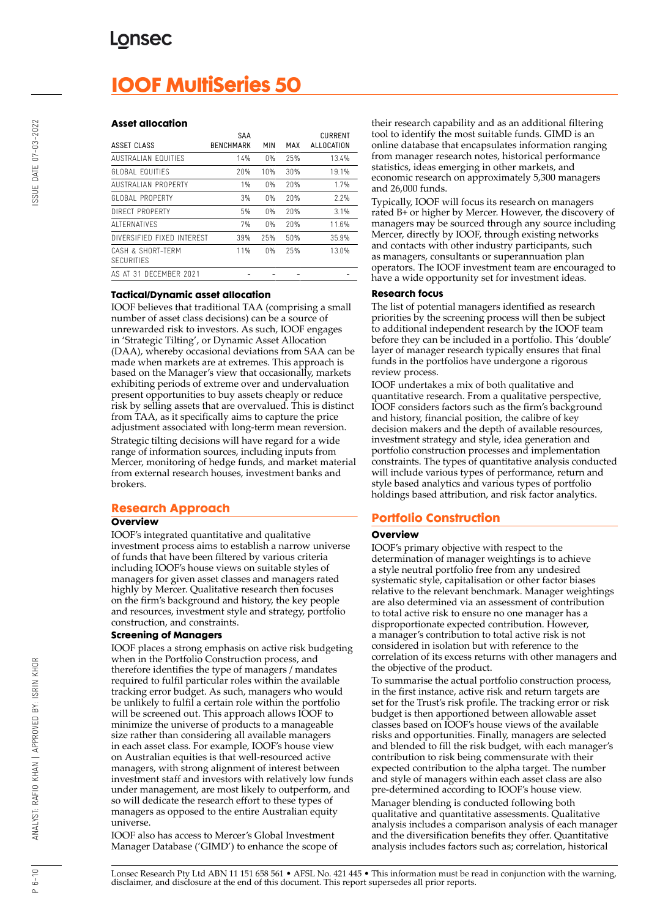# IOOF MultiSeries 50

### Asset allocation

| ASSET CLASS | SAA BENCHMARK | MIN | MAX | CURRENT ALLOCATION |
|---|---|---|---|---|
| AUSTRALIAN EQUITIES | 14% | 0% | 25% | 13.4% |
| GLOBAL EQUITIES | 20% | 10% | 30% | 19.1% |
| AUSTRALIAN PROPERTY | 1% | 0% | 20% | 1.7% |
| GLOBAL PROPERTY | 3% | 0% | 20% | 2.2% |
| DIRECT PROPERTY | 5% | 0% | 20% | 3.1% |
| ALTERNATIVES | 7% | 0% | 20% | 11.6% |
| DIVERSIFIED FIXED INTEREST | 39% | 25% | 50% | 35.9% |
| CASH & SHORT-TERM SECURITIES | 11% | 0% | 25% | 13.0% |
| AS AT 31 DECEMBER 2021 | - | - | - | - |

### Tactical/Dynamic asset allocation

IOOF believes that traditional TAA (comprising a small number of asset class decisions) can be a source of unrewarded risk to investors. As such, IOOF engages in 'Strategic Tilting', or Dynamic Asset Allocation (DAA), whereby occasional deviations from SAA can be made when markets are at extremes. This approach is based on the Manager's view that occasionally, markets exhibiting periods of extreme over and undervaluation present opportunities to buy assets cheaply or reduce risk by selling assets that are overvalued. This is distinct from TAA, as it specifically aims to capture the price adjustment associated with long-term mean reversion.

Strategic tilting decisions will have regard for a wide range of information sources, including inputs from Mercer, monitoring of hedge funds, and market material from external research houses, investment banks and brokers.

## Research Approach

### Overview

IOOF's integrated quantitative and qualitative investment process aims to establish a narrow universe of funds that have been filtered by various criteria including IOOF's house views on suitable styles of managers for given asset classes and managers rated highly by Mercer. Qualitative research then focuses on the firm's background and history, the key people and resources, investment style and strategy, portfolio construction, and constraints.

### Screening of Managers

IOOF places a strong emphasis on active risk budgeting when in the Portfolio Construction process, and therefore identifies the type of managers / mandates required to fulfil particular roles within the available tracking error budget. As such, managers who would be unlikely to fulfil a certain role within the portfolio will be screened out. This approach allows IOOF to minimize the universe of products to a manageable size rather than considering all available managers in each asset class. For example, IOOF's house view on Australian equities is that well-resourced active managers, with strong alignment of interest between investment staff and investors with relatively low funds under management, are most likely to outperform, and so will dedicate the research effort to these types of managers as opposed to the entire Australian equity universe.

IOOF also has access to Mercer's Global Investment Manager Database ('GIMD') to enhance the scope of their research capability and as an additional filtering tool to identify the most suitable funds. GIMD is an online database that encapsulates information ranging from manager research notes, historical performance statistics, ideas emerging in other markets, and economic research on approximately 5,300 managers and 26,000 funds.

Typically, IOOF will focus its research on managers rated B+ or higher by Mercer. However, the discovery of managers may be sourced through any source including Mercer, directly by IOOF, through existing networks and contacts with other industry participants, such as managers, consultants or superannuation plan operators. The IOOF investment team are encouraged to have a wide opportunity set for investment ideas.

### Research focus

The list of potential managers identified as research priorities by the screening process will then be subject to additional independent research by the IOOF team before they can be included in a portfolio. This 'double' layer of manager research typically ensures that final funds in the portfolios have undergone a rigorous review process.

IOOF undertakes a mix of both qualitative and quantitative research. From a qualitative perspective, IOOF considers factors such as the firm's background and history, financial position, the calibre of key decision makers and the depth of available resources, investment strategy and style, idea generation and portfolio construction processes and implementation constraints. The types of quantitative analysis conducted will include various types of performance, return and style based analytics and various types of portfolio holdings based attribution, and risk factor analytics.

## Portfolio Construction

### Overview

IOOF's primary objective with respect to the determination of manager weightings is to achieve a style neutral portfolio free from any undesired systematic style, capitalisation or other factor biases relative to the relevant benchmark. Manager weightings are also determined via an assessment of contribution to total active risk to ensure no one manager has a disproportionate expected contribution. However, a manager's contribution to total active risk is not considered in isolation but with reference to the correlation of its excess returns with other managers and the objective of the product.

To summarise the actual portfolio construction process, in the first instance, active risk and return targets are set for the Trust's risk profile. The tracking error or risk budget is then apportioned between allowable asset classes based on IOOF's house views of the available risks and opportunities. Finally, managers are selected and blended to fill the risk budget, with each manager's contribution to risk being commensurate with their expected contribution to the alpha target. The number and style of managers within each asset class are also pre-determined according to IOOF's house view.

Manager blending is conducted following both qualitative and quantitative assessments. Qualitative analysis includes a comparison analysis of each manager and the diversification benefits they offer. Quantitative analysis includes factors such as; correlation, historical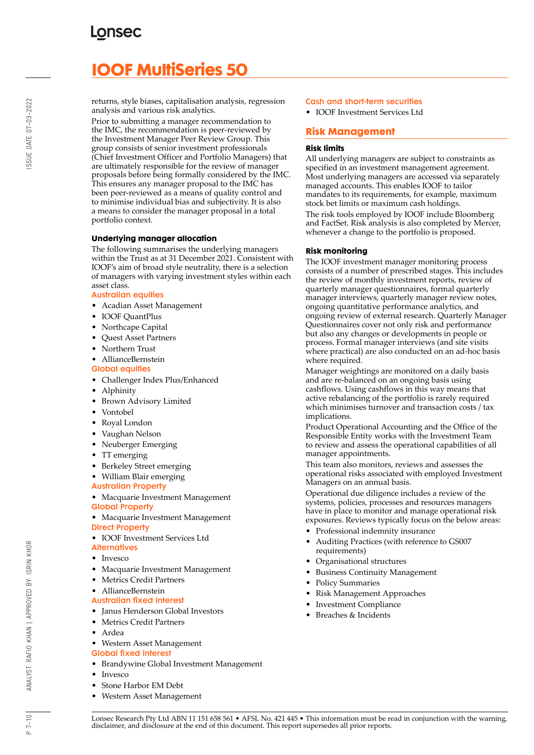returns, style biases, capitalisation analysis, regression analysis and various risk analytics.

Prior to submitting a manager recommendation to the IMC, the recommendation is peer-reviewed by the Investment Manager Peer Review Group. This group consists of senior investment professionals (Chief Investment Officer and Portfolio Managers) that are ultimately responsible for the review of manager proposals before being formally considered by the IMC. This ensures any manager proposal to the IMC has been peer-reviewed as a means of quality control and to minimise individual bias and subjectivity. It is also a means to consider the manager proposal in a total portfolio context.

### Underlying manager allocation

The following summarises the underlying managers within the Trust as at 31 December 2021. Consistent with IOOF's aim of broad style neutrality, there is a selection of managers with varying investment styles within each asset class.

#### Australian equities

- Acadian Asset Management
- IOOF QuantPlus
- Northcape Capital
- Quest Asset Partners
- Northern Trust
- AllianceBernstein

#### Global equities

- Challenger Index Plus/Enhanced
- Alphinity
- Brown Advisory Limited
- Vontobel
- Royal London
- Vaughan Nelson
- Neuberger Emerging
- TT emerging
- Berkeley Street emerging
- William Blair emerging

#### Australian Property

- Macquarie Investment Management

#### Global Property

- Macquarie Investment Management

#### Direct Property

- IOOF Investment Services Ltd

#### Alternatives

- Invesco
- Macquarie Investment Management
- Metrics Credit Partners
- AllianceBernstein

#### Australian fixed interest

- Janus Henderson Global Investors
- Metrics Credit Partners
- Ardea
- Western Asset Management

#### Global fixed interest

- Brandywine Global Investment Management
- Invesco
- Stone Harbor EM Debt
- Western Asset Management

#### Cash and short-term securities

- IOOF Investment Services Ltd

## Risk Management

### Risk limits

All underlying managers are subject to constraints as specified in an investment management agreement. Most underlying managers are accessed via separately managed accounts. This enables IOOF to tailor mandates to its requirements, for example, maximum stock bet limits or maximum cash holdings.

The risk tools employed by IOOF include Bloomberg and FactSet. Risk analysis is also completed by Mercer, whenever a change to the portfolio is proposed.

### Risk monitoring

The IOOF investment manager monitoring process consists of a number of prescribed stages. This includes the review of monthly investment reports, review of quarterly manager questionnaires, formal quarterly manager interviews, quarterly manager review notes, ongoing quantitative performance analytics, and ongoing review of external research. Quarterly Manager Questionnaires cover not only risk and performance but also any changes or developments in people or process. Formal manager interviews (and site visits where practical) are also conducted on an ad-hoc basis where required.

Manager weightings are monitored on a daily basis and are re-balanced on an ongoing basis using cashflows. Using cashflows in this way means that active rebalancing of the portfolio is rarely required which minimises turnover and transaction costs / tax implications.

Product Operational Accounting and the Office of the Responsible Entity works with the Investment Team to review and assess the operational capabilities of all manager appointments.

This team also monitors, reviews and assesses the operational risks associated with employed Investment Managers on an annual basis.

Operational due diligence includes a review of the systems, policies, processes and resources managers have in place to monitor and manage operational risk exposures. Reviews typically focus on the below areas:

- Professional indemnity insurance
- Auditing Practices (with reference to GS007 requirements)
- Organisational structures
- Business Continuity Management
- Policy Summaries
- Risk Management Approaches
- Investment Compliance
- Breaches & Incidents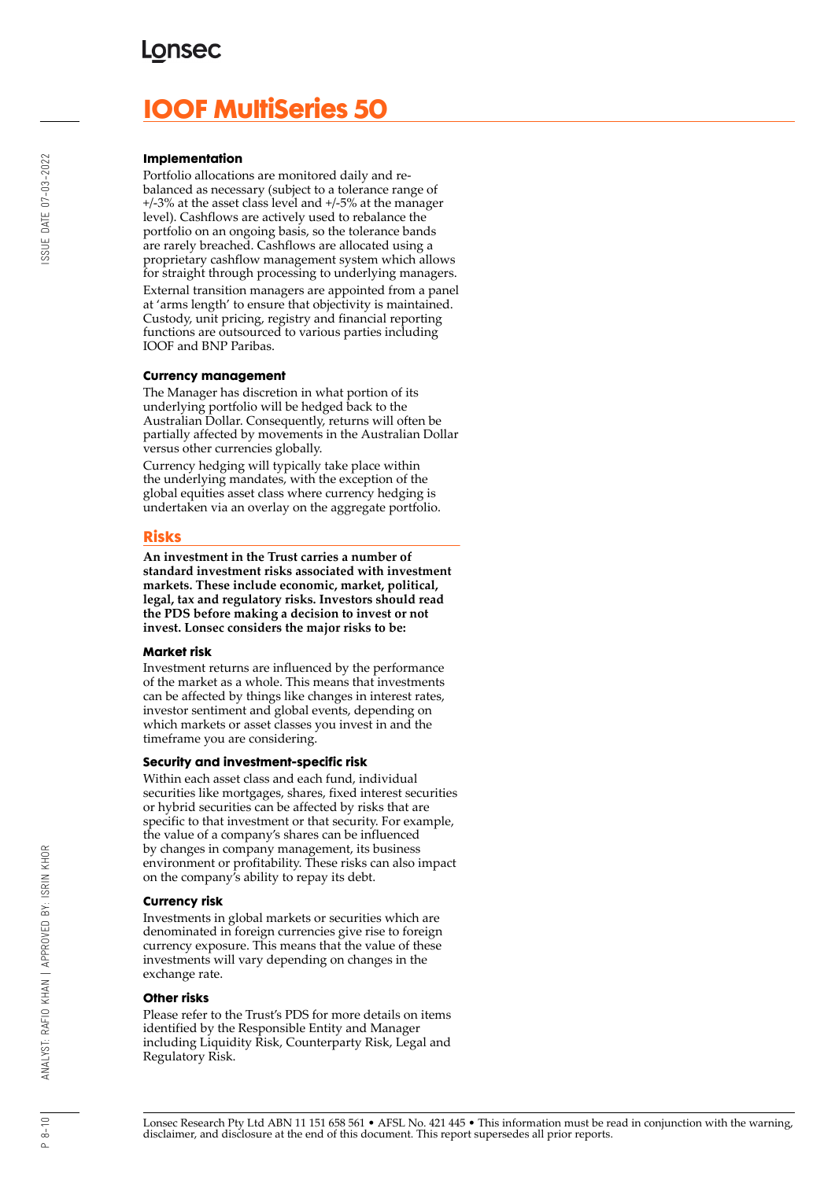# IOOF MultiSeries 50

### Implementation

Portfolio allocations are monitored daily and re-balanced as necessary (subject to a tolerance range of +/-3% at the asset class level and +/-5% at the manager level). Cashflows are actively used to rebalance the portfolio on an ongoing basis, so the tolerance bands are rarely breached. Cashflows are allocated using a proprietary cashflow management system which allows for straight through processing to underlying managers.

External transition managers are appointed from a panel at 'arms length' to ensure that objectivity is maintained. Custody, unit pricing, registry and financial reporting functions are outsourced to various parties including IOOF and BNP Paribas.

### Currency management

The Manager has discretion in what portion of its underlying portfolio will be hedged back to the Australian Dollar. Consequently, returns will often be partially affected by movements in the Australian Dollar versus other currencies globally.

Currency hedging will typically take place within the underlying mandates, with the exception of the global equities asset class where currency hedging is undertaken via an overlay on the aggregate portfolio.

## Risks

**An investment in the Trust carries a number of standard investment risks associated with investment markets. These include economic, market, political, legal, tax and regulatory risks. Investors should read the PDS before making a decision to invest or not invest. Lonsec considers the major risks to be:**

### Market risk

Investment returns are influenced by the performance of the market as a whole. This means that investments can be affected by things like changes in interest rates, investor sentiment and global events, depending on which markets or asset classes you invest in and the timeframe you are considering.

### Security and investment-specific risk

Within each asset class and each fund, individual securities like mortgages, shares, fixed interest securities or hybrid securities can be affected by risks that are specific to that investment or that security. For example, the value of a company's shares can be influenced by changes in company management, its business environment or profitability. These risks can also impact on the company's ability to repay its debt.

### Currency risk

Investments in global markets or securities which are denominated in foreign currencies give rise to foreign currency exposure. This means that the value of these investments will vary depending on changes in the exchange rate.

### Other risks

Please refer to the Trust's PDS for more details on items identified by the Responsible Entity and Manager including Liquidity Risk, Counterparty Risk, Legal and Regulatory Risk.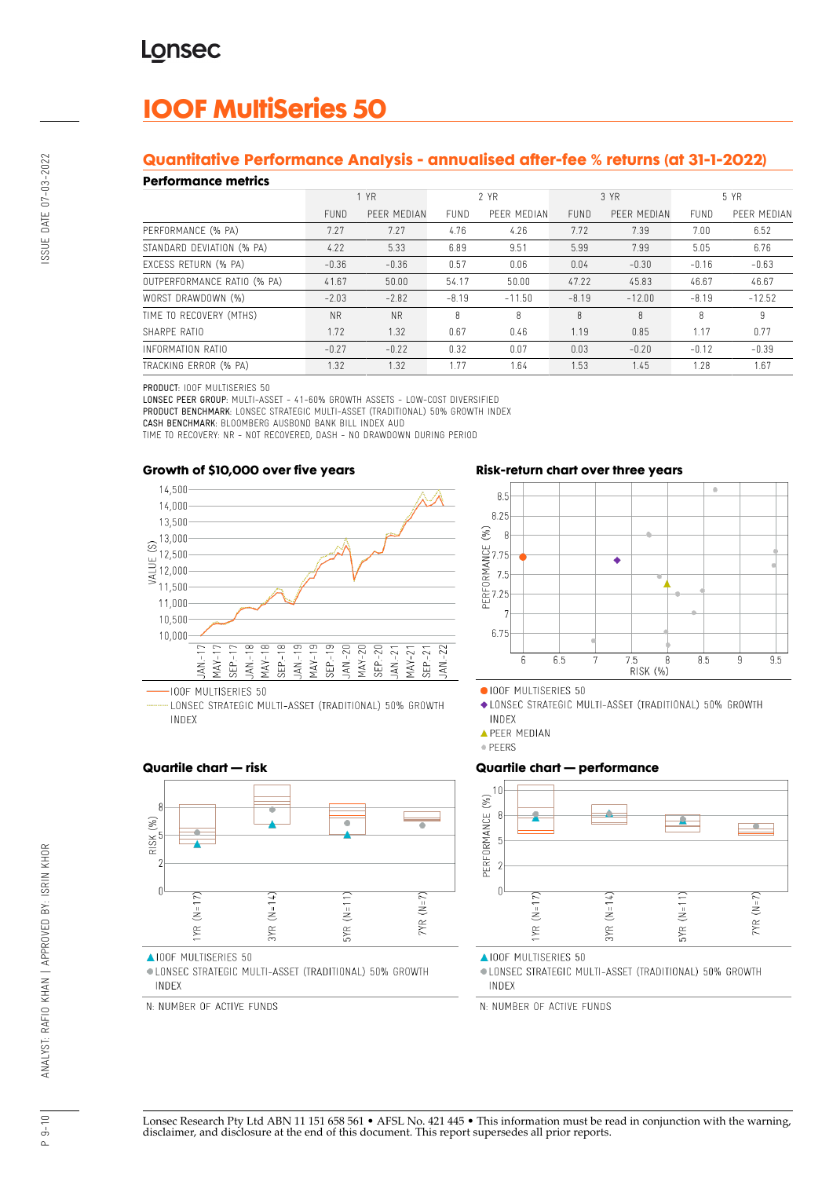# IOOF MultiSeries 50

## Quantitative Performance Analysis - annualised after-fee % returns (at 31-1-2022)

### Performance metrics

| | 1 YR | | 2 YR | | 3 YR | | 5 YR | |
|---|---|---|---|---|---|---|---|---|
| | FUND | PEER MEDIAN | FUND | PEER MEDIAN | FUND | PEER MEDIAN | FUND | PEER MEDIAN |
| PERFORMANCE (% PA) | 7.27 | 7.27 | 4.76 | 4.26 | 7.72 | 7.39 | 7.00 | 6.52 |
| STANDARD DEVIATION (% PA) | 4.22 | 5.33 | 6.89 | 9.51 | 5.99 | 7.99 | 5.05 | 6.76 |
| EXCESS RETURN (% PA) | -0.36 | -0.36 | 0.57 | 0.06 | 0.04 | -0.30 | -0.16 | -0.63 |
| OUTPERFORMANCE RATIO (% PA) | 41.67 | 50.00 | 54.17 | 50.00 | 47.22 | 45.83 | 46.67 | 46.67 |
| WORST DRAWDOWN (%) | -2.03 | -2.82 | -8.19 | -11.50 | -8.19 | -12.00 | -8.19 | -12.52 |
| TIME TO RECOVERY (MTHS) | NR | NR | 8 | 8 | 8 | 8 | 8 | 9 |
| SHARPE RATIO | 1.72 | 1.32 | 0.67 | 0.46 | 1.19 | 0.85 | 1.17 | 0.77 |
| INFORMATION RATIO | -0.27 | -0.22 | 0.32 | 0.07 | 0.03 | -0.20 | -0.12 | -0.39 |
| TRACKING ERROR (% PA) | 1.32 | 1.32 | 1.77 | 1.64 | 1.53 | 1.45 | 1.28 | 1.67 |

**PRODUCT:** IOOF MULTISERIES 50
**LONSEC PEER GROUP:** MULTI-ASSET - 41-60% GROWTH ASSETS - LOW-COST DIVERSIFIED
**PRODUCT BENCHMARK:** LONSEC STRATEGIC MULTI-ASSET (TRADITIONAL) 50% GROWTH INDEX
**CASH BENCHMARK:** BLOOMBERG AUSBOND BANK BILL INDEX AUD
TIME TO RECOVERY: NR - NOT RECOVERED, DASH - NO DRAWDOWN DURING PERIOD

### Growth of $10,000 over five years

VALUE ($)
14,500
14,000
13,500
13,000
12,500
12,000
11,500
11,000
10,500
10,000
JAN-17 MAY-17 SEP-17 JAN-18 MAY-18 SEP-18 JAN-19 MAY-19 SEP-19 JAN-20 MAY-20 SEP-20 JAN-21 MAY-21 SEP-21 JAN-22

IOOF MULTISERIES 50
LONSEC STRATEGIC MULTI-ASSET (TRADITIONAL) 50% GROWTH INDEX

### Risk-return chart over three years

PERFORMANCE (%)
8.5
8.25
8
7.75
7.5
7.25
7
6.75
6 6.5 7 7.5 8 8.5 9 9.5
RISK (%)

IOOF MULTISERIES 50
LONSEC STRATEGIC MULTI-ASSET (TRADITIONAL) 50% GROWTH INDEX
PEER MEDIAN
PEERS

### Quartile chart — risk

RISK (%)
8
5
2
0
1YR (N=17) 3YR (N=14) 5YR (N=11) 7YR (N=7)

IOOF MULTISERIES 50
LONSEC STRATEGIC MULTI-ASSET (TRADITIONAL) 50% GROWTH INDEX

N: NUMBER OF ACTIVE FUNDS

### Quartile chart — performance

PERFORMANCE (%)
10
8
5
2
0
1YR (N=17) 3YR (N=14) 5YR (N=11) 7YR (N=7)

IOOF MULTISERIES 50
LONSEC STRATEGIC MULTI-ASSET (TRADITIONAL) 50% GROWTH INDEX

N: NUMBER OF ACTIVE FUNDS

Lonsec Research Pty Ltd ABN 11 151 658 561 • AFSL No. 421 445 • This information must be read in conjunction with the warning, disclaimer, and disclosure at the end of this document. This report supersedes all prior reports.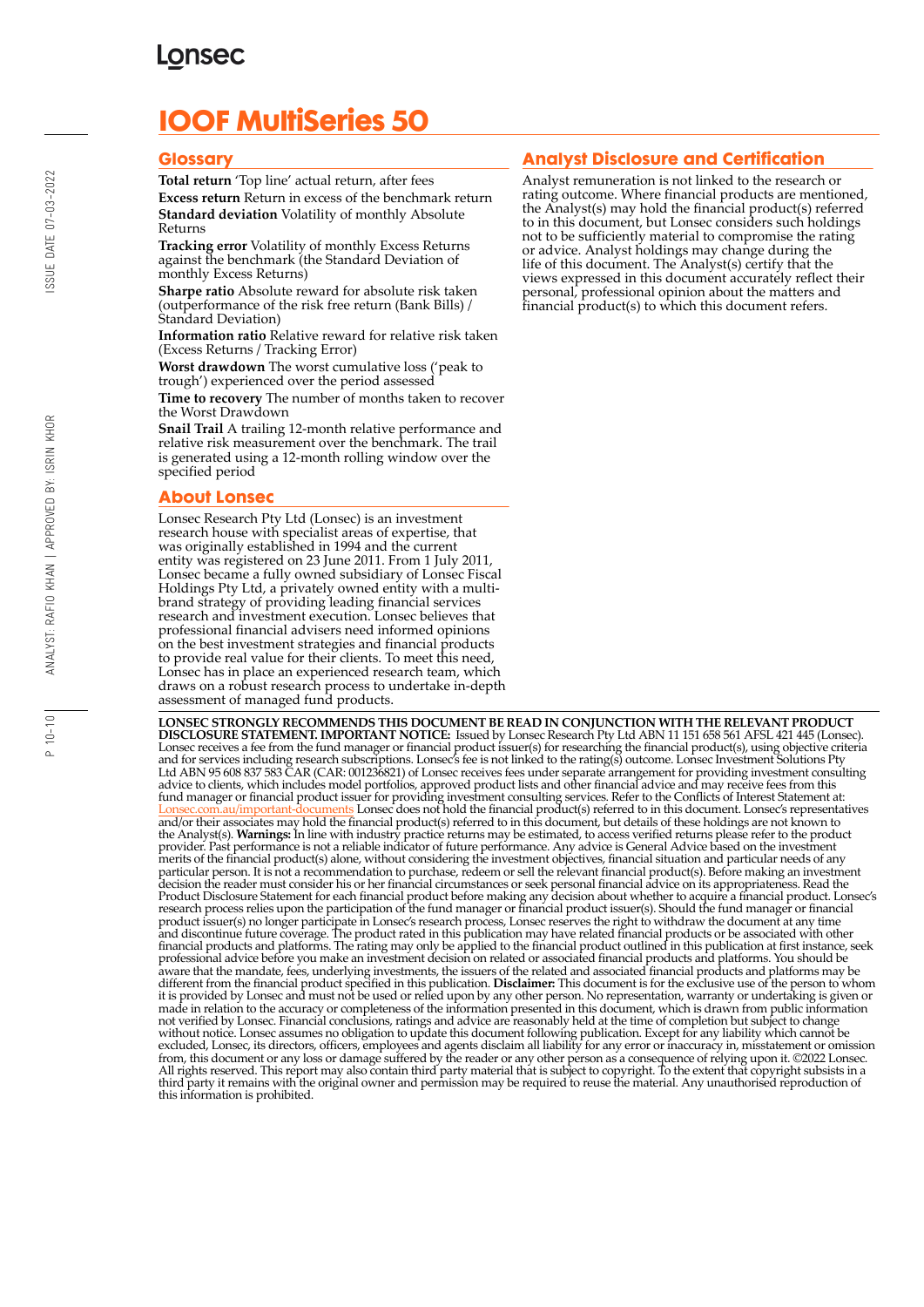# IOOF MultiSeries 50

## Glossary

**Total return** 'Top line' actual return, after fees

**Excess return** Return in excess of the benchmark return

**Standard deviation** Volatility of monthly Absolute Returns

**Tracking error** Volatility of monthly Excess Returns against the benchmark (the Standard Deviation of monthly Excess Returns)

**Sharpe ratio** Absolute reward for absolute risk taken (outperformance of the risk free return (Bank Bills) / Standard Deviation)

**Information ratio** Relative reward for relative risk taken (Excess Returns / Tracking Error)

**Worst drawdown** The worst cumulative loss ('peak to trough') experienced over the period assessed

**Time to recovery** The number of months taken to recover the Worst Drawdown

**Snail Trail** A trailing 12-month relative performance and relative risk measurement over the benchmark. The trail is generated using a 12-month rolling window over the specified period

## About Lonsec

Lonsec Research Pty Ltd (Lonsec) is an investment research house with specialist areas of expertise, that was originally established in 1994 and the current entity was registered on 23 June 2011. From 1 July 2011, Lonsec became a fully owned subsidiary of Lonsec Fiscal Holdings Pty Ltd, a privately owned entity with a multi-brand strategy of providing leading financial services research and investment execution. Lonsec believes that professional financial advisers need informed opinions on the best investment strategies and financial products to provide real value for their clients. To meet this need, Lonsec has in place an experienced research team, which draws on a robust research process to undertake in-depth assessment of managed fund products.

## Analyst Disclosure and Certification

Analyst remuneration is not linked to the research or rating outcome. Where financial products are mentioned, the Analyst(s) may hold the financial product(s) referred to in this document, but Lonsec considers such holdings not to be sufficiently material to compromise the rating or advice. Analyst holdings may change during the life of this document. The Analyst(s) certify that the views expressed in this document accurately reflect their personal, professional opinion about the matters and financial product(s) to which this document refers.

**LONSEC STRONGLY RECOMMENDS THIS DOCUMENT BE READ IN CONJUNCTION WITH THE RELEVANT PRODUCT DISCLOSURE STATEMENT. IMPORTANT NOTICE:** Issued by Lonsec Research Pty Ltd ABN 11 151 658 561 AFSL 421 445 (Lonsec). Lonsec receives a fee from the fund manager or financial product issuer(s) for researching the financial product(s), using objective criteria and for services including research subscriptions. Lonsec's fee is not linked to the rating(s) outcome. Lonsec Investment Solutions Pty Ltd ABN 95 608 837 583 CAR (CAR: 001236821) of Lonsec receives fees under separate arrangement for providing investment consulting advice to clients, which includes model portfolios, approved product lists and other financial advice and may receive fees from this fund manager or financial product issuer for providing investment consulting services. Refer to the Conflicts of Interest Statement at: Lonsec.com.au/important-documents Lonsec does not hold the financial product(s) referred to in this document. Lonsec's representatives and/or their associates may hold the financial product(s) referred to in this document, but details of these holdings are not known to the Analyst(s). **Warnings:** In line with industry practice returns may be estimated, to access verified returns please refer to the product provider. Past performance is not a reliable indicator of future performance. Any advice is General Advice based on the investment merits of the financial product(s) alone, without considering the investment objectives, financial situation and particular needs of any particular person. It is not a recommendation to purchase, redeem or sell the relevant financial product(s). Before making an investment decision the reader must consider his or her financial circumstances or seek personal financial advice on its appropriateness. Read the Product Disclosure Statement for each financial product before making any decision about whether to acquire a financial product. Lonsec's research process relies upon the participation of the fund manager or financial product issuer(s). Should the fund manager or financial product issuer(s) no longer participate in Lonsec's research process, Lonsec reserves the right to withdraw the document at any time and discontinue future coverage. The product rated in this publication may have related financial products or be associated with other financial products and platforms. The rating may only be applied to the financial product outlined in this publication at first instance, seek professional advice before you make an investment decision on related or associated financial products and platforms. You should be aware that the mandate, fees, underlying investments, the issuers of the related and associated financial products and platforms may be different from the financial product specified in this publication. **Disclaimer:** This document is for the exclusive use of the person to whom it is provided by Lonsec and must not be used or relied upon by any other person. No representation, warranty or undertaking is given or made in relation to the accuracy or completeness of the information presented in this document, which is drawn from public information not verified by Lonsec. Financial conclusions, ratings and advice are reasonably held at the time of completion but subject to change without notice. Lonsec assumes no obligation to update this document following publication. Except for any liability which cannot be excluded, Lonsec, its directors, officers, employees and agents disclaim all liability for any error or inaccuracy in, misstatement or omission from, this document or any loss or damage suffered by the reader or any other person as a consequence of relying upon it. ©2022 Lonsec. All rights reserved. This report may also contain third party material that is subject to copyright. To the extent that copyright subsists in a third party it remains with the original owner and permission may be required to reuse the material. Any unauthorised reproduction of this information is prohibited.